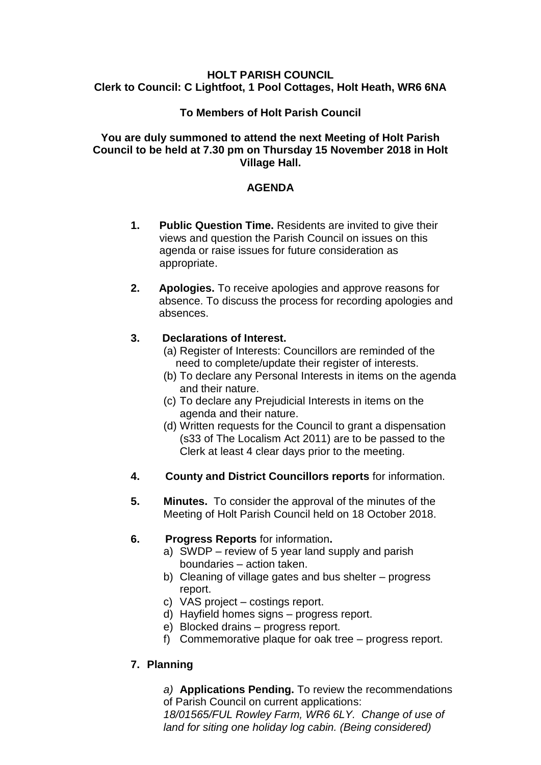**HOLT PARISH COUNCIL**
**Clerk to Council: C Lightfoot, 1 Pool Cottages, Holt Heath, WR6 6NA**

**To Members of Holt Parish Council**

**You are duly summoned to attend the next Meeting of Holt Parish Council to be held at 7.30 pm on Thursday 15 November 2018 in Holt Village Hall.**

**AGENDA**

1. **Public Question Time.** Residents are invited to give their views and question the Parish Council on issues on this agenda or raise issues for future consideration as appropriate.

2. **Apologies.** To receive apologies and approve reasons for absence. To discuss the process for recording apologies and absences.

3. **Declarations of Interest.**
   (a) Register of Interests: Councillors are reminded of the need to complete/update their register of interests.
   (b) To declare any Personal Interests in items on the agenda and their nature.
   (c) To declare any Prejudicial Interests in items on the agenda and their nature.
   (d) Written requests for the Council to grant a dispensation (s33 of The Localism Act 2011) are to be passed to the Clerk at least 4 clear days prior to the meeting.

4. **County and District Councillors reports** for information.

5. **Minutes.** To consider the approval of the minutes of the Meeting of Holt Parish Council held on 18 October 2018.

6. **Progress Reports** for information**.**
   a) SWDP – review of 5 year land supply and parish boundaries – action taken.
   b) Cleaning of village gates and bus shelter – progress report.
   c) VAS project – costings report.
   d) Hayfield homes signs – progress report.
   e) Blocked drains – progress report.
   f) Commemorative plaque for oak tree – progress report.

7. **Planning**

   *a)* **Applications Pending.** To review the recommendations of Parish Council on current applications:
   *18/01565/FUL Rowley Farm, WR6 6LY. Change of use of land for siting one holiday log cabin. (Being considered)*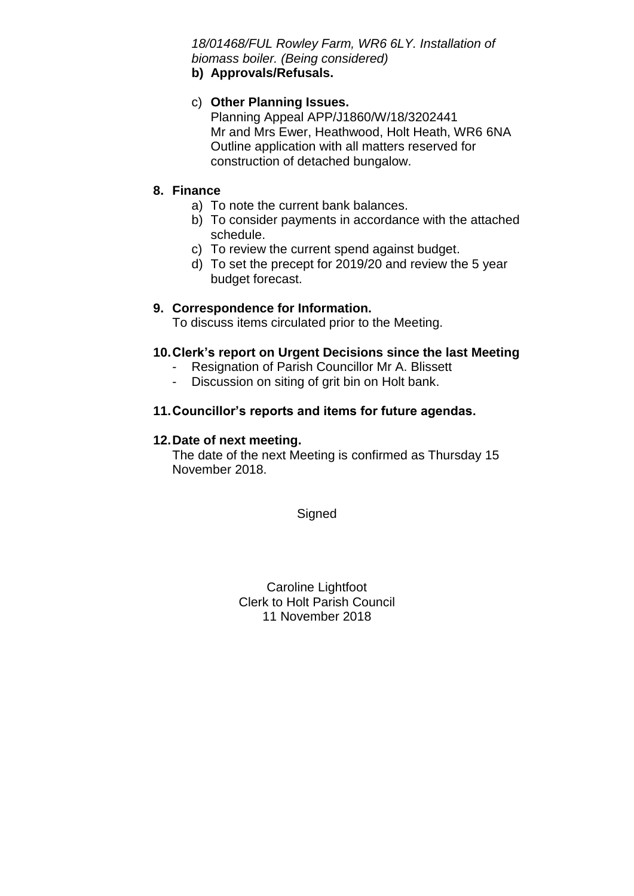*18/01468/FUL Rowley Farm, WR6 6LY. Installation of biomass boiler. (Being considered)*

**b) Approvals/Refusals.**

c) **Other Planning Issues.**
Planning Appeal APP/J1860/W/18/3202441
Mr and Mrs Ewer, Heathwood, Holt Heath, WR6 6NA
Outline application with all matters reserved for construction of detached bungalow.

**8. Finance**

a) To note the current bank balances.
b) To consider payments in accordance with the attached schedule.
c) To review the current spend against budget.
d) To set the precept for 2019/20 and review the 5 year budget forecast.

**9. Correspondence for Information.**
To discuss items circulated prior to the Meeting.

**10. Clerk's report on Urgent Decisions since the last Meeting**

- Resignation of Parish Councillor Mr A. Blissett
- Discussion on siting of grit bin on Holt bank.

**11. Councillor's reports and items for future agendas.**

**12. Date of next meeting.**
The date of the next Meeting is confirmed as Thursday 15 November 2018.

Signed

Caroline Lightfoot
Clerk to Holt Parish Council
11 November 2018